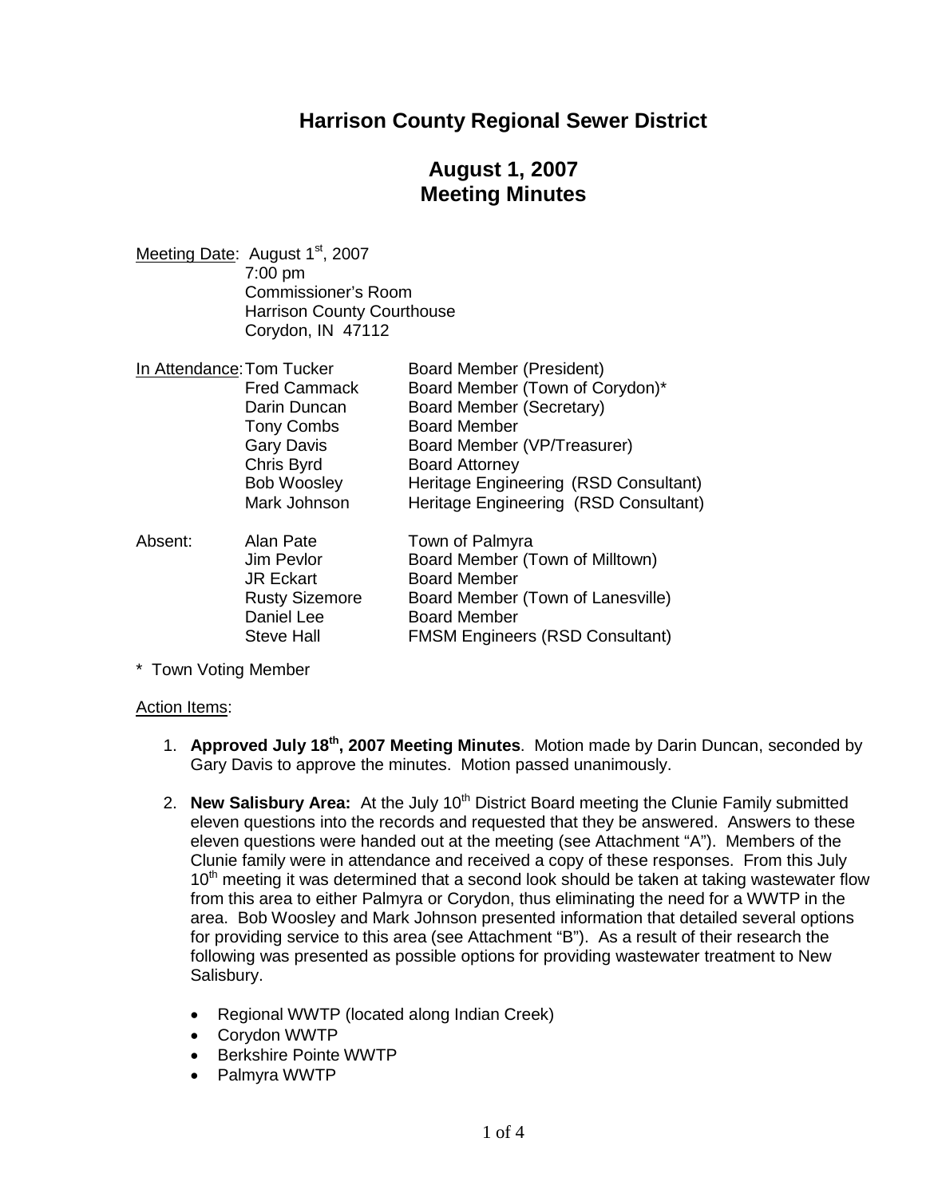# Harrison County Regional Sewer District

## August 1, 2007
## Meeting Minutes

Meeting Date: August 1st, 2007
7:00 pm
Commissioner's Room
Harrison County Courthouse
Corydon, IN 47112

| In Attendance: | | |
|---|---|---|
| | Tom Tucker | Board Member (President) |
| | Fred Cammack | Board Member (Town of Corydon)* |
| | Darin Duncan | Board Member (Secretary) |
| | Tony Combs | Board Member |
| | Gary Davis | Board Member (VP/Treasurer) |
| | Chris Byrd | Board Attorney |
| | Bob Woosley | Heritage Engineering (RSD Consultant) |
| | Mark Johnson | Heritage Engineering (RSD Consultant) |
| Absent: | Alan Pate | Town of Palmyra |
| | Jim Pevlor | Board Member (Town of Milltown) |
| | JR Eckart | Board Member |
| | Rusty Sizemore | Board Member (Town of Lanesville) |
| | Daniel Lee | Board Member |
| | Steve Hall | FMSM Engineers (RSD Consultant) |

\* Town Voting Member

Action Items:

1. **Approved July 18th, 2007 Meeting Minutes**. Motion made by Darin Duncan, seconded by Gary Davis to approve the minutes. Motion passed unanimously.

2. **New Salisbury Area:** At the July 10th District Board meeting the Clunie Family submitted eleven questions into the records and requested that they be answered. Answers to these eleven questions were handed out at the meeting (see Attachment "A"). Members of the Clunie family were in attendance and received a copy of these responses. From this July 10th meeting it was determined that a second look should be taken at taking wastewater flow from this area to either Palmyra or Corydon, thus eliminating the need for a WWTP in the area. Bob Woosley and Mark Johnson presented information that detailed several options for providing service to this area (see Attachment "B"). As a result of their research the following was presented as possible options for providing wastewater treatment to New Salisbury.

   - Regional WWTP (located along Indian Creek)
   - Corydon WWTP
   - Berkshire Pointe WWTP
   - Palmyra WWTP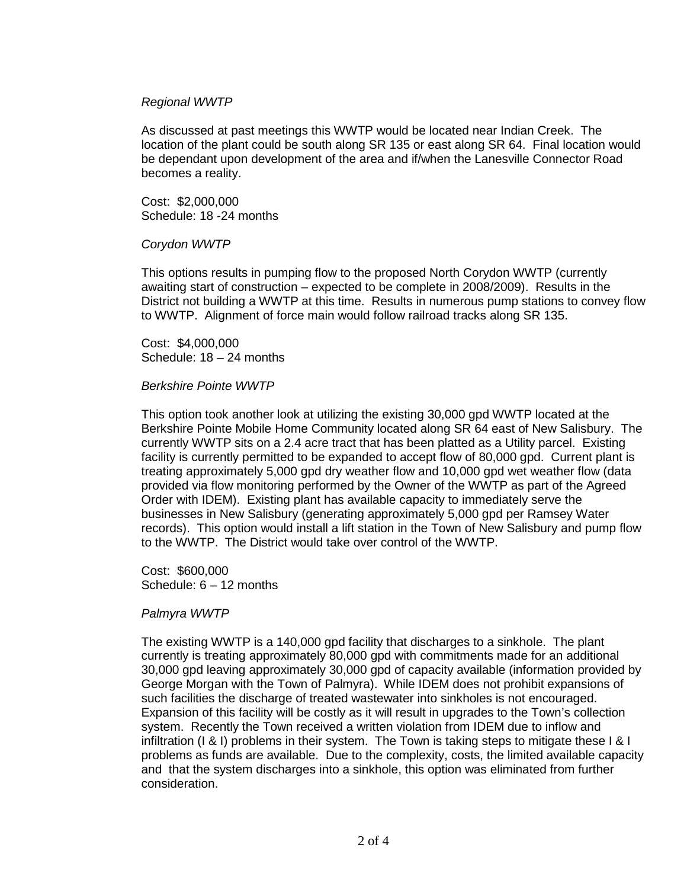*Regional WWTP*

As discussed at past meetings this WWTP would be located near Indian Creek. The location of the plant could be south along SR 135 or east along SR 64. Final location would be dependant upon development of the area and if/when the Lanesville Connector Road becomes a reality.

Cost: $2,000,000
Schedule: 18 -24 months

*Corydon WWTP*

This options results in pumping flow to the proposed North Corydon WWTP (currently awaiting start of construction – expected to be complete in 2008/2009). Results in the District not building a WWTP at this time. Results in numerous pump stations to convey flow to WWTP. Alignment of force main would follow railroad tracks along SR 135.

Cost: $4,000,000
Schedule: 18 – 24 months

*Berkshire Pointe WWTP*

This option took another look at utilizing the existing 30,000 gpd WWTP located at the Berkshire Pointe Mobile Home Community located along SR 64 east of New Salisbury. The currently WWTP sits on a 2.4 acre tract that has been platted as a Utility parcel. Existing facility is currently permitted to be expanded to accept flow of 80,000 gpd. Current plant is treating approximately 5,000 gpd dry weather flow and 10,000 gpd wet weather flow (data provided via flow monitoring performed by the Owner of the WWTP as part of the Agreed Order with IDEM). Existing plant has available capacity to immediately serve the businesses in New Salisbury (generating approximately 5,000 gpd per Ramsey Water records). This option would install a lift station in the Town of New Salisbury and pump flow to the WWTP. The District would take over control of the WWTP.

Cost: $600,000
Schedule: 6 – 12 months

*Palmyra WWTP*

The existing WWTP is a 140,000 gpd facility that discharges to a sinkhole. The plant currently is treating approximately 80,000 gpd with commitments made for an additional 30,000 gpd leaving approximately 30,000 gpd of capacity available (information provided by George Morgan with the Town of Palmyra). While IDEM does not prohibit expansions of such facilities the discharge of treated wastewater into sinkholes is not encouraged. Expansion of this facility will be costly as it will result in upgrades to the Town's collection system. Recently the Town received a written violation from IDEM due to inflow and infiltration (I & I) problems in their system. The Town is taking steps to mitigate these I & I problems as funds are available. Due to the complexity, costs, the limited available capacity and that the system discharges into a sinkhole, this option was eliminated from further consideration.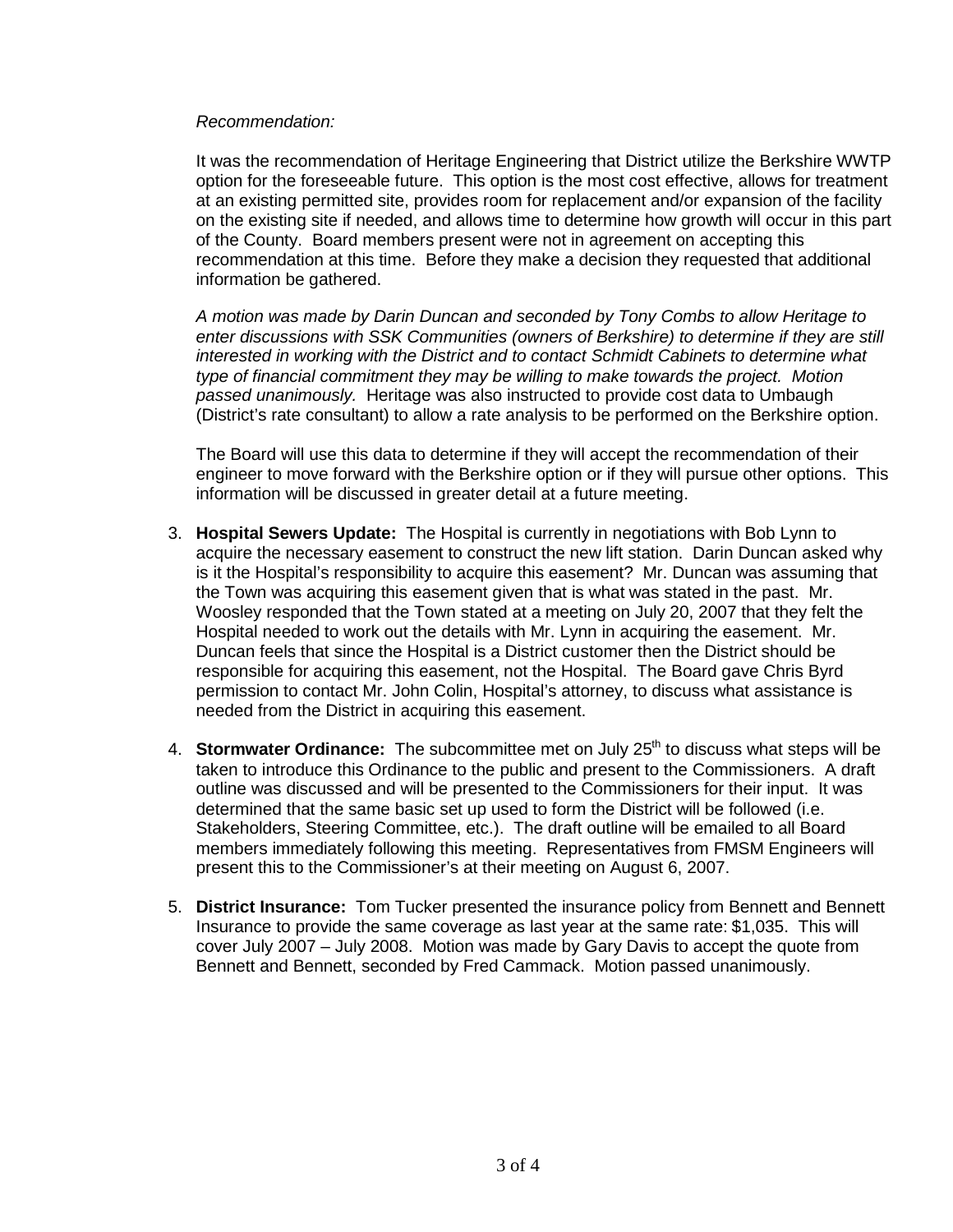*Recommendation:*

It was the recommendation of Heritage Engineering that District utilize the Berkshire WWTP option for the foreseeable future. This option is the most cost effective, allows for treatment at an existing permitted site, provides room for replacement and/or expansion of the facility on the existing site if needed, and allows time to determine how growth will occur in this part of the County. Board members present were not in agreement on accepting this recommendation at this time. Before they make a decision they requested that additional information be gathered.

*A motion was made by Darin Duncan and seconded by Tony Combs to allow Heritage to enter discussions with SSK Communities (owners of Berkshire) to determine if they are still interested in working with the District and to contact Schmidt Cabinets to determine what type of financial commitment they may be willing to make towards the project. Motion passed unanimously.* Heritage was also instructed to provide cost data to Umbaugh (District's rate consultant) to allow a rate analysis to be performed on the Berkshire option.

The Board will use this data to determine if they will accept the recommendation of their engineer to move forward with the Berkshire option or if they will pursue other options. This information will be discussed in greater detail at a future meeting.

3. **Hospital Sewers Update:** The Hospital is currently in negotiations with Bob Lynn to acquire the necessary easement to construct the new lift station. Darin Duncan asked why is it the Hospital's responsibility to acquire this easement? Mr. Duncan was assuming that the Town was acquiring this easement given that is what was stated in the past. Mr. Woosley responded that the Town stated at a meeting on July 20, 2007 that they felt the Hospital needed to work out the details with Mr. Lynn in acquiring the easement. Mr. Duncan feels that since the Hospital is a District customer then the District should be responsible for acquiring this easement, not the Hospital. The Board gave Chris Byrd permission to contact Mr. John Colin, Hospital's attorney, to discuss what assistance is needed from the District in acquiring this easement.

4. **Stormwater Ordinance:** The subcommittee met on July 25th to discuss what steps will be taken to introduce this Ordinance to the public and present to the Commissioners. A draft outline was discussed and will be presented to the Commissioners for their input. It was determined that the same basic set up used to form the District will be followed (i.e. Stakeholders, Steering Committee, etc.). The draft outline will be emailed to all Board members immediately following this meeting. Representatives from FMSM Engineers will present this to the Commissioner's at their meeting on August 6, 2007.

5. **District Insurance:** Tom Tucker presented the insurance policy from Bennett and Bennett Insurance to provide the same coverage as last year at the same rate: $1,035. This will cover July 2007 – July 2008. Motion was made by Gary Davis to accept the quote from Bennett and Bennett, seconded by Fred Cammack. Motion passed unanimously.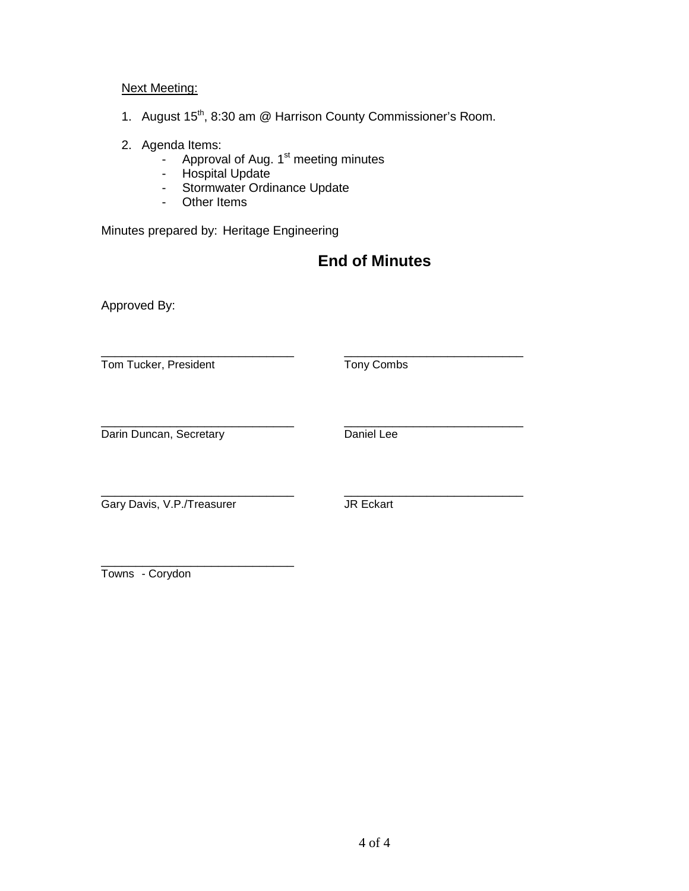Next Meeting:

1. August 15th, 8:30 am @ Harrison County Commissioner's Room.

2. Agenda Items:
   - Approval of Aug. 1st meeting minutes
   - Hospital Update
   - Stormwater Ordinance Update
   - Other Items

Minutes prepared by: Heritage Engineering

## End of Minutes

Approved By:

| | |
|---|---|
| \_\_\_\_\_\_\_\_\_\_\_\_\_\_\_\_\_\_\_\_\_\_\_\_\_\_\_\_\_\_ Tom Tucker, President | \_\_\_\_\_\_\_\_\_\_\_\_\_\_\_\_\_\_\_\_\_\_\_\_\_\_\_\_\_\_ Tony Combs |
| \_\_\_\_\_\_\_\_\_\_\_\_\_\_\_\_\_\_\_\_\_\_\_\_\_\_\_\_\_\_ Darin Duncan, Secretary | \_\_\_\_\_\_\_\_\_\_\_\_\_\_\_\_\_\_\_\_\_\_\_\_\_\_\_\_\_\_ Daniel Lee |
| \_\_\_\_\_\_\_\_\_\_\_\_\_\_\_\_\_\_\_\_\_\_\_\_\_\_\_\_\_\_ Gary Davis, V.P./Treasurer | \_\_\_\_\_\_\_\_\_\_\_\_\_\_\_\_\_\_\_\_\_\_\_\_\_\_\_\_\_\_ JR Eckart |
| \_\_\_\_\_\_\_\_\_\_\_\_\_\_\_\_\_\_\_\_\_\_\_\_\_\_\_\_\_\_ Towns - Corydon | |